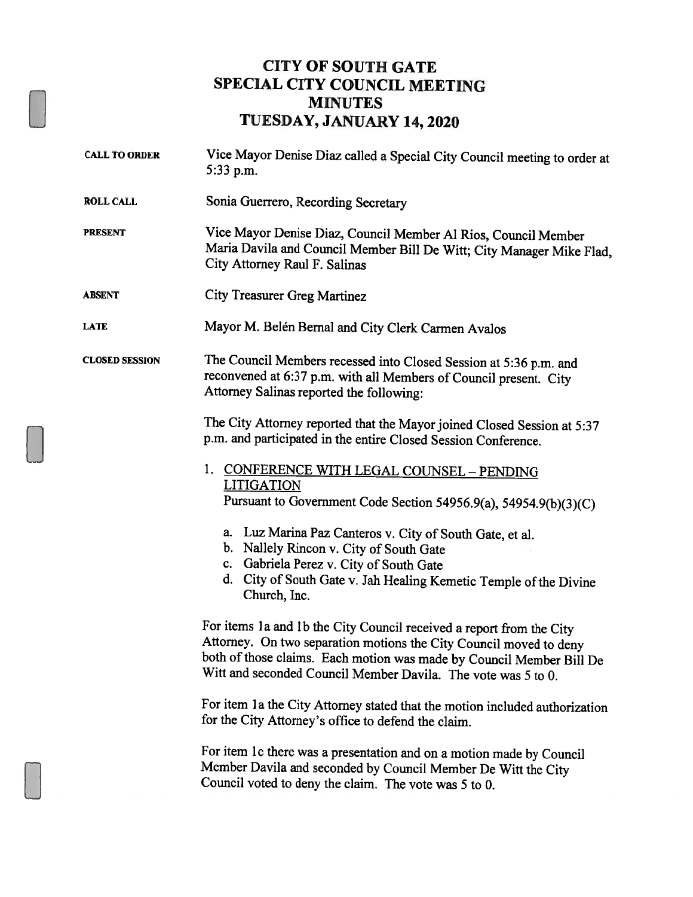# CITY OF SOUTH GATE
# SPECIAL CITY COUNCIL MEETING
# MINUTES
# TUESDAY, JANUARY 14, 2020

**CALL TO ORDER** Vice Mayor Denise Diaz called a Special City Council meeting to order at 5:33 p.m.

**ROLL CALL** Sonia Guerrero, Recording Secretary

**PRESENT** Vice Mayor Denise Diaz, Council Member Al Rios, Council Member Maria Davila and Council Member Bill De Witt; City Manager Mike Flad, City Attorney Raul F. Salinas

**ABSENT** City Treasurer Greg Martinez

**LATE** Mayor M. Belén Bernal and City Clerk Carmen Avalos

**CLOSED SESSION** The Council Members recessed into Closed Session at 5:36 p.m. and reconvened at 6:37 p.m. with all Members of Council present. City Attorney Salinas reported the following:

The City Attorney reported that the Mayor joined Closed Session at 5:37 p.m. and participated in the entire Closed Session Conference.

1. CONFERENCE WITH LEGAL COUNSEL – PENDING LITIGATION
   Pursuant to Government Code Section 54956.9(a), 54954.9(b)(3)(C)

   a. Luz Marina Paz Canteros v. City of South Gate, et al.
   b. Nallely Rincon v. City of South Gate
   c. Gabriela Perez v. City of South Gate
   d. City of South Gate v. Jah Healing Kemetic Temple of the Divine Church, Inc.

For items 1a and 1b the City Council received a report from the City Attorney. On two separation motions the City Council moved to deny both of those claims. Each motion was made by Council Member Bill De Witt and seconded Council Member Davila. The vote was 5 to 0.

For item 1a the City Attorney stated that the motion included authorization for the City Attorney's office to defend the claim.

For item 1c there was a presentation and on a motion made by Council Member Davila and seconded by Council Member De Witt the City Council voted to deny the claim. The vote was 5 to 0.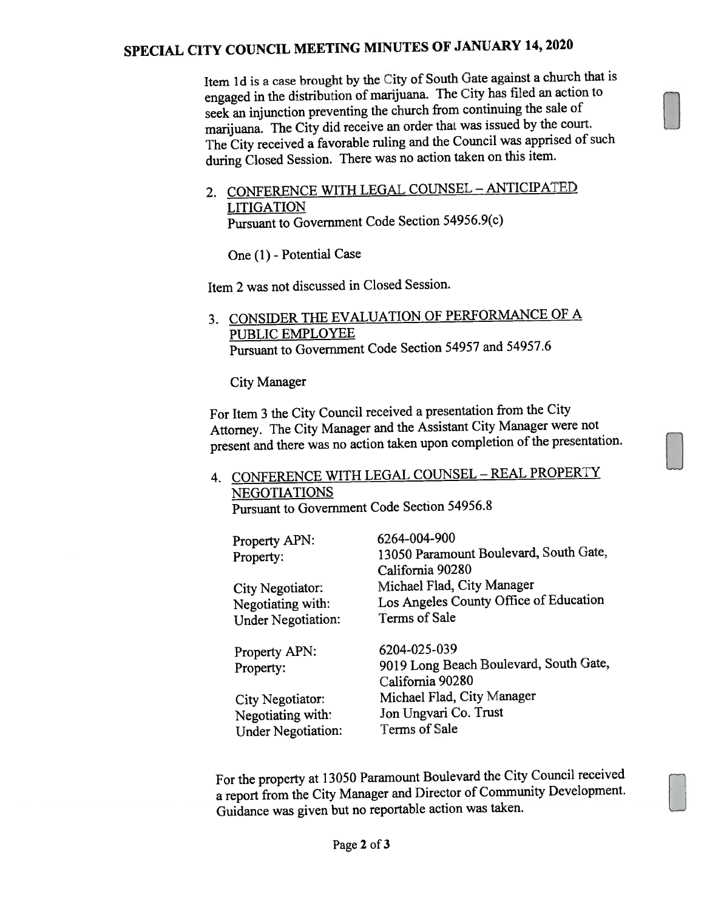Item 1d is a case brought by the City of South Gate against a church that is engaged in the distribution of marijuana. The City has filed an action to seek an injunction preventing the church from continuing the sale of marijuana. The City did receive an order that was issued by the court. The City received a favorable ruling and the Council was apprised of such during Closed Session. There was no action taken on this item.

2. <u>CONFERENCE WITH LEGAL COUNSEL – ANTICIPATED LITIGATION</u>
   Pursuant to Government Code Section 54956.9(c)

   One (1) - Potential Case

Item 2 was not discussed in Closed Session.

3. <u>CONSIDER THE EVALUATION OF PERFORMANCE OF A PUBLIC EMPLOYEE</u>
   Pursuant to Government Code Section 54957 and 54957.6

   City Manager

For Item 3 the City Council received a presentation from the City Attorney. The City Manager and the Assistant City Manager were not present and there was no action taken upon completion of the presentation.

4. <u>CONFERENCE WITH LEGAL COUNSEL – REAL PROPERTY NEGOTIATIONS</u>
   Pursuant to Government Code Section 54956.8

| | |
|---|---|
| Property APN: | 6264-004-900 |
| Property: | 13050 Paramount Boulevard, South Gate, California 90280 |
| City Negotiator: | Michael Flad, City Manager |
| Negotiating with: | Los Angeles County Office of Education |
| Under Negotiation: | Terms of Sale |
| Property APN: | 6204-025-039 |
| Property: | 9019 Long Beach Boulevard, South Gate, California 90280 |
| City Negotiator: | Michael Flad, City Manager |
| Negotiating with: | Jon Ungvari Co. Trust |
| Under Negotiation: | Terms of Sale |

For the property at 13050 Paramount Boulevard the City Council received a report from the City Manager and Director of Community Development. Guidance was given but no reportable action was taken.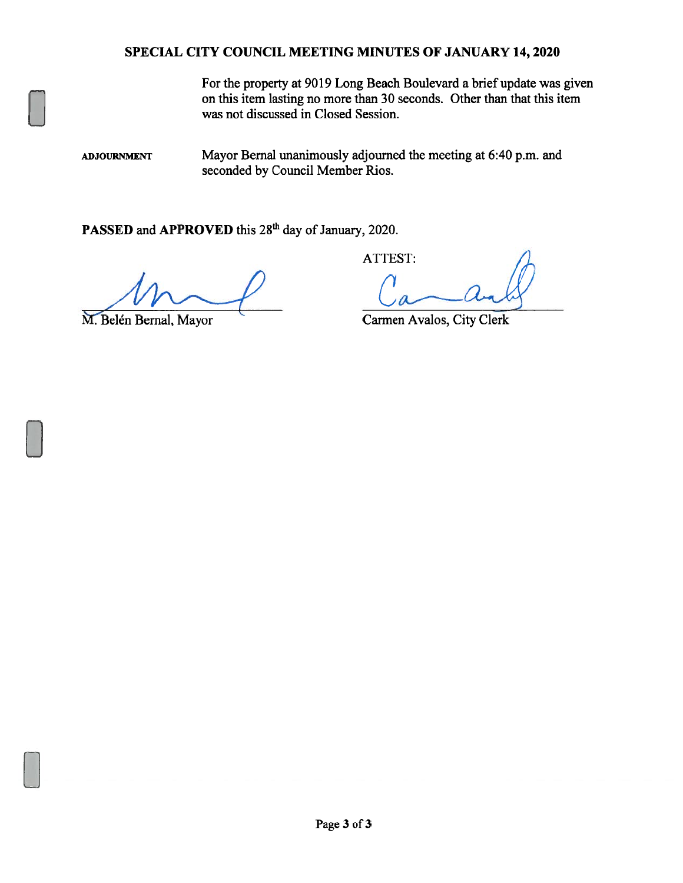For the property at 9019 Long Beach Boulevard a brief update was given on this item lasting no more than 30 seconds. Other than that this item was not discussed in Closed Session.

**ADJOURNMENT**

Mayor Bernal unanimously adjourned the meeting at 6:40 p.m. and seconded by Council Member Rios.

**PASSED** and **APPROVED** this 28th day of January, 2020.

M. Belén Bernal, Mayor

ATTEST:

Carmen Avalos, City Clerk